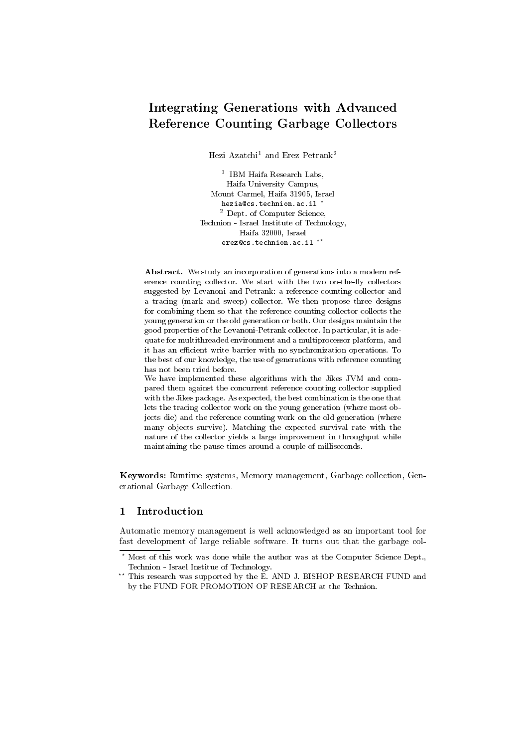# Integrating Generations with Advanced Reference Counting Garbage Collectors

Hezi Azatchi[1] and Erez Petrank[2]

[1] IBM Haifa Research Labs,
Haifa University Campus,
Mount Carmel, Haifa 31905, Israel
hezia@cs.technion.ac.il *

[2] Dept. of Computer Science,
Technion - Israel Institute of Technology,
Haifa 32000, Israel
erez@cs.technion.ac.il **

**Abstract.** We study an incorporation of generations into a modern reference counting collector. We start with the two on-the-fly collectors suggested by Levanoni and Petrank: a reference counting collector and a tracing (mark and sweep) collector. We then propose three designs for combining them so that the reference counting collector collects the young generation or the old generation or both. Our designs maintain the good properties of the Levanoni-Petrank collector. In particular, it is adequate for multithreaded environment and a multiprocessor platform, and it has an efficient write barrier with no synchronization operations. To the best of our knowledge, the use of generations with reference counting has not been tried before.

We have implemented these algorithms with the Jikes JVM and compared them against the concurrent reference counting collector supplied with the Jikes package. As expected, the best combination is the one that lets the tracing collector work on the young generation (where most objects die) and the reference counting work on the old generation (where many objects survive). Matching the expected survival rate with the nature of the collector yields a large improvement in throughput while maintaining the pause times around a couple of milliseconds.

**Keywords:** Runtime systems, Memory management, Garbage collection, Generational Garbage Collection.

## 1 Introduction

Automatic memory management is well acknowledged as an important tool for fast development of large reliable software. It turns out that the garbage col-

* Most of this work was done while the author was at the Computer Science Dept., Technion - Israel Institue of Technology.

** This research was supported by the E. AND J. BISHOP RESEARCH FUND and by the FUND FOR PROMOTION OF RESEARCH at the Technion.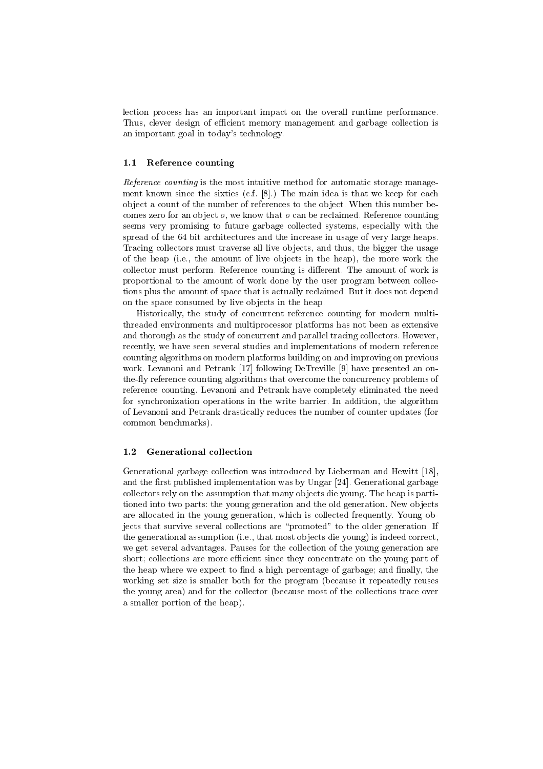lection process has an important impact on the overall runtime performance. Thus, clever design of efficient memory management and garbage collection is an important goal in today's technology.

### 1.1 Reference counting

*Reference counting* is the most intuitive method for automatic storage management known since the sixties (c.f. [8].) The main idea is that we keep for each object a count of the number of references to the object. When this number becomes zero for an object $o$, we know that $o$ can be reclaimed. Reference counting seems very promising to future garbage collected systems, especially with the spread of the 64 bit architectures and the increase in usage of very large heaps. Tracing collectors must traverse all live objects, and thus, the bigger the usage of the heap (i.e., the amount of live objects in the heap), the more work the collector must perform. Reference counting is different. The amount of work is proportional to the amount of work done by the user program between collections plus the amount of space that is actually reclaimed. But it does not depend on the space consumed by live objects in the heap.

Historically, the study of concurrent reference counting for modern multithreaded environments and multiprocessor platforms has not been as extensive and thorough as the study of concurrent and parallel tracing collectors. However, recently, we have seen several studies and implementations of modern reference counting algorithms on modern platforms building on and improving on previous work. Levanoni and Petrank [17] following DeTreville [9] have presented an on-the-fly reference counting algorithms that overcome the concurrency problems of reference counting. Levanoni and Petrank have completely eliminated the need for synchronization operations in the write barrier. In addition, the algorithm of Levanoni and Petrank drastically reduces the number of counter updates (for common benchmarks).

### 1.2 Generational collection

Generational garbage collection was introduced by Lieberman and Hewitt [18], and the first published implementation was by Ungar [24]. Generational garbage collectors rely on the assumption that many objects die young. The heap is partitioned into two parts: the young generation and the old generation. New objects are allocated in the young generation, which is collected frequently. Young objects that survive several collections are "promoted" to the older generation. If the generational assumption (i.e., that most objects die young) is indeed correct, we get several advantages. Pauses for the collection of the young generation are short; collections are more efficient since they concentrate on the young part of the heap where we expect to find a high percentage of garbage; and finally, the working set size is smaller both for the program (because it repeatedly reuses the young area) and for the collector (because most of the collections trace over a smaller portion of the heap).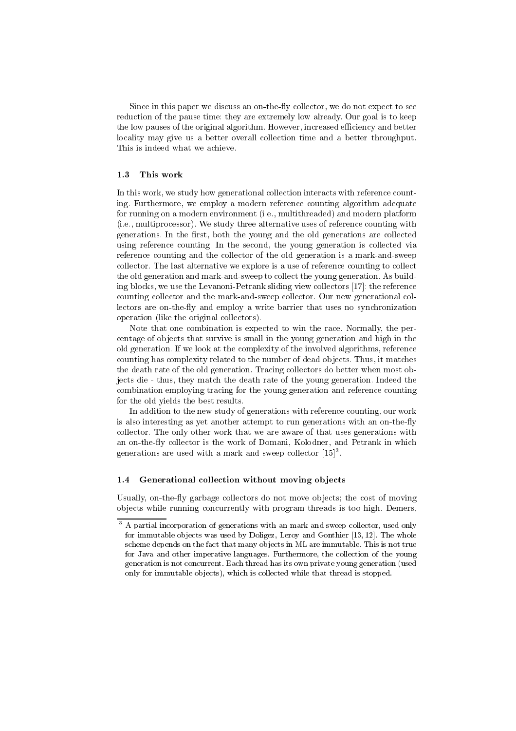Since in this paper we discuss an on-the-fly collector, we do not expect to see reduction of the pause time: they are extremely low already. Our goal is to keep the low pauses of the original algorithm. However, increased efficiency and better locality may give us a better overall collection time and a better throughput. This is indeed what we achieve.

### 1.3 This work

In this work, we study how generational collection interacts with reference counting. Furthermore, we employ a modern reference counting algorithm adequate for running on a modern environment (i.e., multithreaded) and modern platform (i.e., multiprocessor). We study three alternative uses of reference counting with generations. In the first, both the young and the old generations are collected using reference counting. In the second, the young generation is collected via reference counting and the collector of the old generation is a mark-and-sweep collector. The last alternative we explore is a use of reference counting to collect the old generation and mark-and-sweep to collect the young generation. As building blocks, we use the Levanoni-Petrank sliding view collectors [17]: the reference counting collector and the mark-and-sweep collector. Our new generational collectors are on-the-fly and employ a write barrier that uses no synchronization operation (like the original collectors).

Note that one combination is expected to win the race. Normally, the percentage of objects that survive is small in the young generation and high in the old generation. If we look at the complexity of the involved algorithms, reference counting has complexity related to the number of dead objects. Thus, it matches the death rate of the old generation. Tracing collectors do better when most objects die - thus, they match the death rate of the young generation. Indeed the combination employing tracing for the young generation and reference counting for the old yields the best results.

In addition to the new study of generations with reference counting, our work is also interesting as yet another attempt to run generations with an on-the-fly collector. The only other work that we are aware of that uses generations with an on-the-fly collector is the work of Domani, Kolodner, and Petrank in which generations are used with a mark and sweep collector [15][3].

### 1.4 Generational collection without moving objects

Usually, on-the-fly garbage collectors do not move objects; the cost of moving objects while running concurrently with program threads is too high. Demers,

[3] A partial incorporation of generations with an mark and sweep collector, used only for immutable objects was used by Doligez, Leroy and Gonthier [13, 12]. The whole scheme depends on the fact that many objects in ML are immutable. This is not true for Java and other imperative languages. Furthermore, the collection of the young generation is not concurrent. Each thread has its own private young generation (used only for immutable objects), which is collected while that thread is stopped.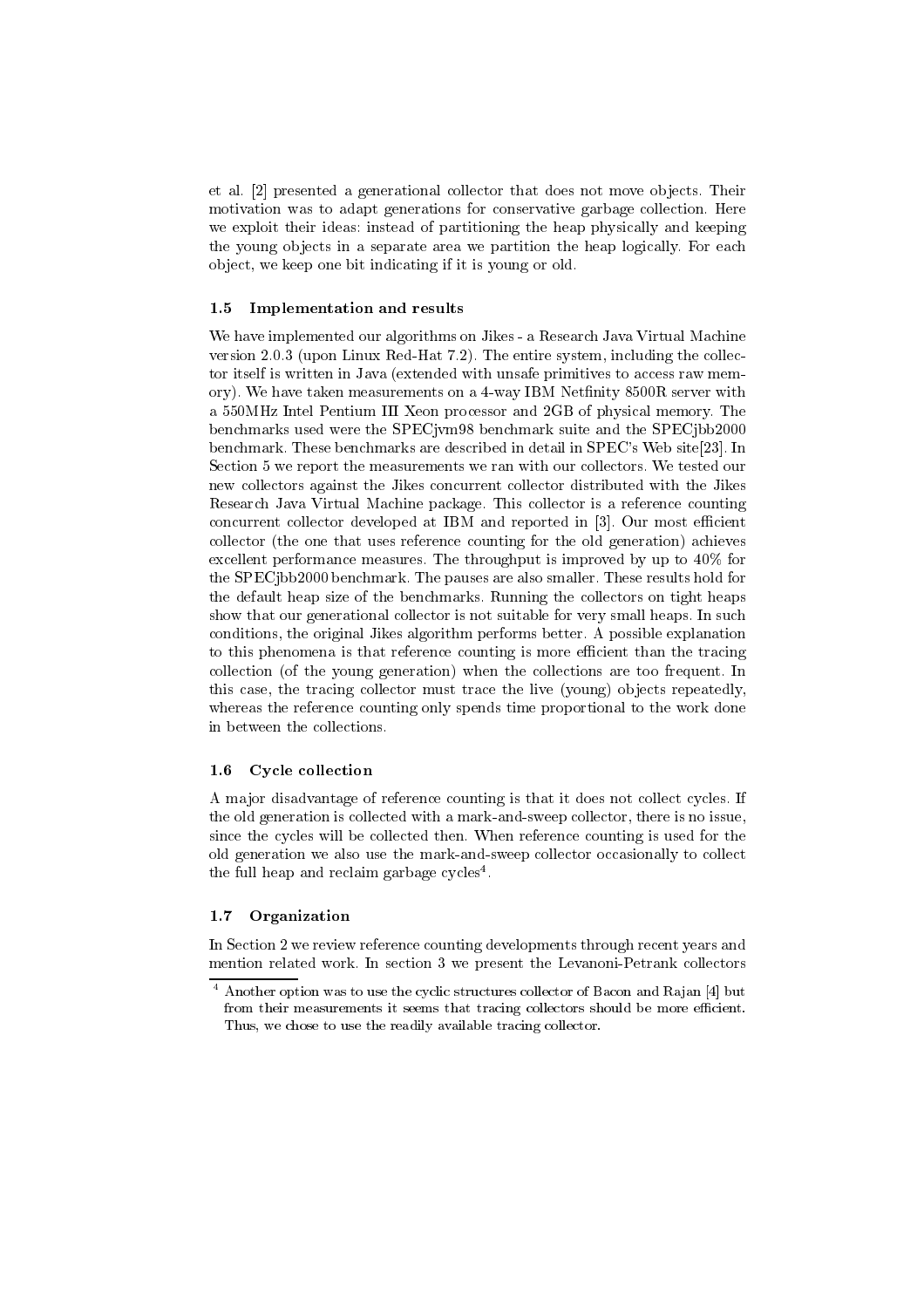et al. [2] presented a generational collector that does not move objects. Their motivation was to adapt generations for conservative garbage collection. Here we exploit their ideas: instead of partitioning the heap physically and keeping the young objects in a separate area we partition the heap logically. For each object, we keep one bit indicating if it is young or old.

### 1.5 Implementation and results

We have implemented our algorithms on Jikes - a Research Java Virtual Machine version 2.0.3 (upon Linux Red-Hat 7.2). The entire system, including the collector itself is written in Java (extended with unsafe primitives to access raw memory). We have taken measurements on a 4-way IBM Netfinity 8500R server with a 550MHz Intel Pentium III Xeon processor and 2GB of physical memory. The benchmarks used were the SPECjvm98 benchmark suite and the SPECjbb2000 benchmark. These benchmarks are described in detail in SPEC's Web site[23]. In Section 5 we report the measurements we ran with our collectors. We tested our new collectors against the Jikes concurrent collector distributed with the Jikes Research Java Virtual Machine package. This collector is a reference counting concurrent collector developed at IBM and reported in [3]. Our most efficient collector (the one that uses reference counting for the old generation) achieves excellent performance measures. The throughput is improved by up to 40% for the SPECjbb2000 benchmark. The pauses are also smaller. These results hold for the default heap size of the benchmarks. Running the collectors on tight heaps show that our generational collector is not suitable for very small heaps. In such conditions, the original Jikes algorithm performs better. A possible explanation to this phenomena is that reference counting is more efficient than the tracing collection (of the young generation) when the collections are too frequent. In this case, the tracing collector must trace the live (young) objects repeatedly, whereas the reference counting only spends time proportional to the work done in between the collections.

### 1.6 Cycle collection

A major disadvantage of reference counting is that it does not collect cycles. If the old generation is collected with a mark-and-sweep collector, there is no issue, since the cycles will be collected then. When reference counting is used for the old generation we also use the mark-and-sweep collector occasionally to collect the full heap and reclaim garbage cycles[4].

### 1.7 Organization

In Section 2 we review reference counting developments through recent years and mention related work. In section 3 we present the Levanoni-Petrank collectors

[4] Another option was to use the cyclic structures collector of Bacon and Rajan [4] but from their measurements it seems that tracing collectors should be more efficient. Thus, we chose to use the readily available tracing collector.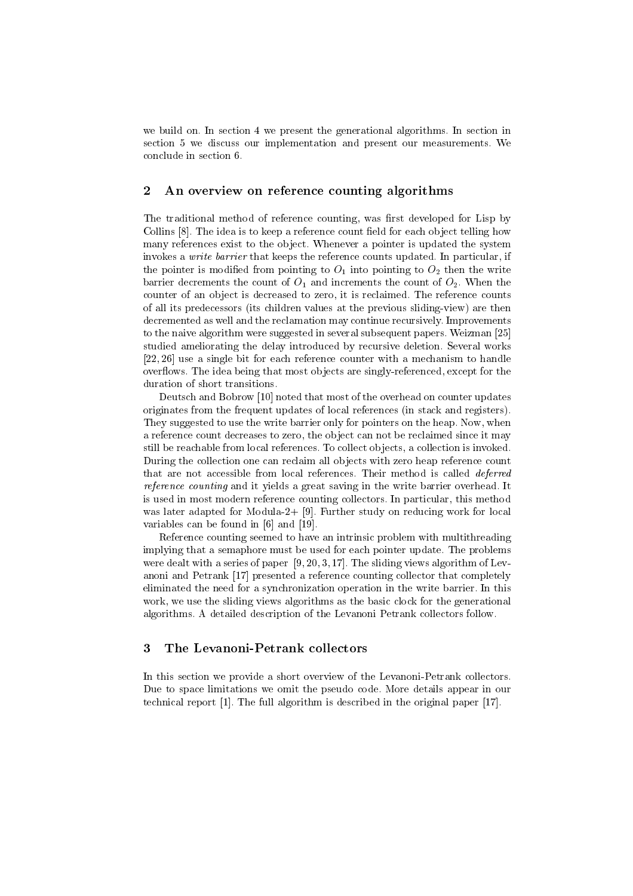we build on. In section 4 we present the generational algorithms. In section in section 5 we discuss our implementation and present our measurements. We conclude in section 6.

## 2 An overview on reference counting algorithms

The traditional method of reference counting, was first developed for Lisp by Collins [8]. The idea is to keep a reference count field for each object telling how many references exist to the object. Whenever a pointer is updated the system invokes a *write barrier* that keeps the reference counts updated. In particular, if the pointer is modified from pointing to $O_1$ into pointing to $O_2$ then the write barrier decrements the count of $O_1$ and increments the count of $O_2$. When the counter of an object is decreased to zero, it is reclaimed. The reference counts of all its predecessors (its children values at the previous sliding-view) are then decremented as well and the reclamation may continue recursively. Improvements to the naive algorithm were suggested in several subsequent papers. Weizman [25] studied ameliorating the delay introduced by recursive deletion. Several works [22, 26] use a single bit for each reference counter with a mechanism to handle overflows. The idea being that most objects are singly-referenced, except for the duration of short transitions.

Deutsch and Bobrow [10] noted that most of the overhead on counter updates originates from the frequent updates of local references (in stack and registers). They suggested to use the write barrier only for pointers on the heap. Now, when a reference count decreases to zero, the object can not be reclaimed since it may still be reachable from local references. To collect objects, a collection is invoked. During the collection one can reclaim all objects with zero heap reference count that are not accessible from local references. Their method is called *deferred reference counting* and it yields a great saving in the write barrier overhead. It is used in most modern reference counting collectors. In particular, this method was later adapted for Modula-2+ [9]. Further study on reducing work for local variables can be found in [6] and [19].

Reference counting seemed to have an intrinsic problem with multithreading implying that a semaphore must be used for each pointer update. The problems were dealt with a series of paper [9, 20, 3, 17]. The sliding views algorithm of Levanoni and Petrank [17] presented a reference counting collector that completely eliminated the need for a synchronization operation in the write barrier. In this work, we use the sliding views algorithms as the basic clock for the generational algorithms. A detailed description of the Levanoni Petrank collectors follow.

## 3 The Levanoni-Petrank collectors

In this section we provide a short overview of the Levanoni-Petrank collectors. Due to space limitations we omit the pseudo code. More details appear in our technical report [1]. The full algorithm is described in the original paper [17].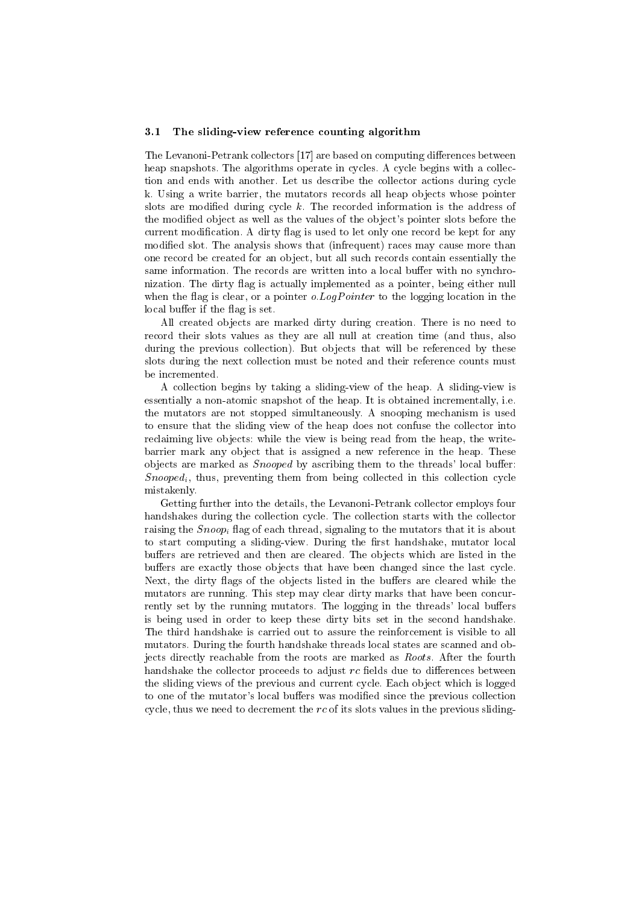### 3.1 The sliding-view reference counting algorithm

The Levanoni-Petrank collectors [17] are based on computing differences between heap snapshots. The algorithms operate in cycles. A cycle begins with a collection and ends with another. Let us describe the collector actions during cycle k. Using a write barrier, the mutators records all heap objects whose pointer slots are modified during cycle $k$. The recorded information is the address of the modified object as well as the values of the object's pointer slots before the current modification. A dirty flag is used to let only one record be kept for any modified slot. The analysis shows that (infrequent) races may cause more than one record be created for an object, but all such records contain essentially the same information. The records are written into a local buffer with no synchronization. The dirty flag is actually implemented as a pointer, being either null when the flag is clear, or a pointer $o.LogPointer$ to the logging location in the local buffer if the flag is set.

All created objects are marked dirty during creation. There is no need to record their slots values as they are all null at creation time (and thus, also during the previous collection). But objects that will be referenced by these slots during the next collection must be noted and their reference counts must be incremented.

A collection begins by taking a sliding-view of the heap. A sliding-view is essentially a non-atomic snapshot of the heap. It is obtained incrementally, i.e. the mutators are not stopped simultaneously. A snooping mechanism is used to ensure that the sliding view of the heap does not confuse the collector into reclaiming live objects: while the view is being read from the heap, the write-barrier mark any object that is assigned a new reference in the heap. These objects are marked as *Snooped* by ascribing them to the threads' local buffer: $Snooped_i$, thus, preventing them from being collected in this collection cycle mistakenly.

Getting further into the details, the Levanoni-Petrank collector employs four handshakes during the collection cycle. The collection starts with the collector raising the $Snoop_i$ flag of each thread, signaling to the mutators that it is about to start computing a sliding-view. During the first handshake, mutator local buffers are retrieved and then are cleared. The objects which are listed in the buffers are exactly those objects that have been changed since the last cycle. Next, the dirty flags of the objects listed in the buffers are cleared while the mutators are running. This step may clear dirty marks that have been concurrently set by the running mutators. The logging in the threads' local buffers is being used in order to keep these dirty bits set in the second handshake. The third handshake is carried out to assure the reinforcement is visible to all mutators. During the fourth handshake threads local states are scanned and objects directly reachable from the roots are marked as *Roots*. After the fourth handshake the collector proceeds to adjust $rc$ fields due to differences between the sliding views of the previous and current cycle. Each object which is logged to one of the mutator's local buffers was modified since the previous collection cycle, thus we need to decrement the $rc$ of its slots values in the previous sliding-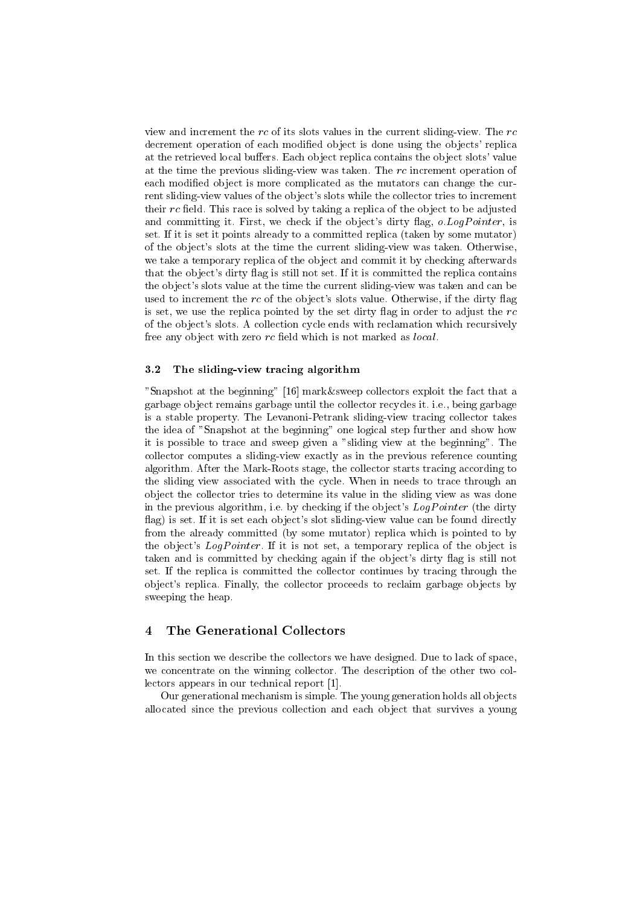view and increment the *rc* of its slots values in the current sliding-view. The *rc* decrement operation of each modified object is done using the objects' replica at the retrieved local buffers. Each object replica contains the object slots' value at the time the previous sliding-view was taken. The *rc* increment operation of each modified object is more complicated as the mutators can change the current sliding-view values of the object's slots while the collector tries to increment their *rc* field. This race is solved by taking a replica of the object to be adjusted and committing it. First, we check if the object's dirty flag, *o.LogPointer*, is set. If it is set it points already to a committed replica (taken by some mutator) of the object's slots at the time the current sliding-view was taken. Otherwise, we take a temporary replica of the object and commit it by checking afterwards that the object's dirty flag is still not set. If it is committed the replica contains the object's slots value at the time the current sliding-view was taken and can be used to increment the *rc* of the object's slots value. Otherwise, if the dirty flag is set, we use the replica pointed by the set dirty flag in order to adjust the *rc* of the object's slots. A collection cycle ends with reclamation which recursively free any object with zero *rc* field which is not marked as *local*.

### 3.2 The sliding-view tracing algorithm

"Snapshot at the beginning" [16] mark&sweep collectors exploit the fact that a garbage object remains garbage until the collector recycles it. i.e., being garbage is a stable property. The Levanoni-Petrank sliding-view tracing collector takes the idea of "Snapshot at the beginning" one logical step further and show how it is possible to trace and sweep given a "sliding view at the beginning". The collector computes a sliding-view exactly as in the previous reference counting algorithm. After the Mark-Roots stage, the collector starts tracing according to the sliding view associated with the cycle. When in needs to trace through an object the collector tries to determine its value in the sliding view as was done in the previous algorithm, i.e. by checking if the object's *LogPointer* (the dirty flag) is set. If it is set each object's slot sliding-view value can be found directly from the already committed (by some mutator) replica which is pointed to by the object's *LogPointer*. If it is not set, a temporary replica of the object is taken and is committed by checking again if the object's dirty flag is still not set. If the replica is committed the collector continues by tracing through the object's replica. Finally, the collector proceeds to reclaim garbage objects by sweeping the heap.

## 4 The Generational Collectors

In this section we describe the collectors we have designed. Due to lack of space, we concentrate on the winning collector. The description of the other two collectors appears in our technical report [1].

Our generational mechanism is simple. The young generation holds all objects allocated since the previous collection and each object that survives a young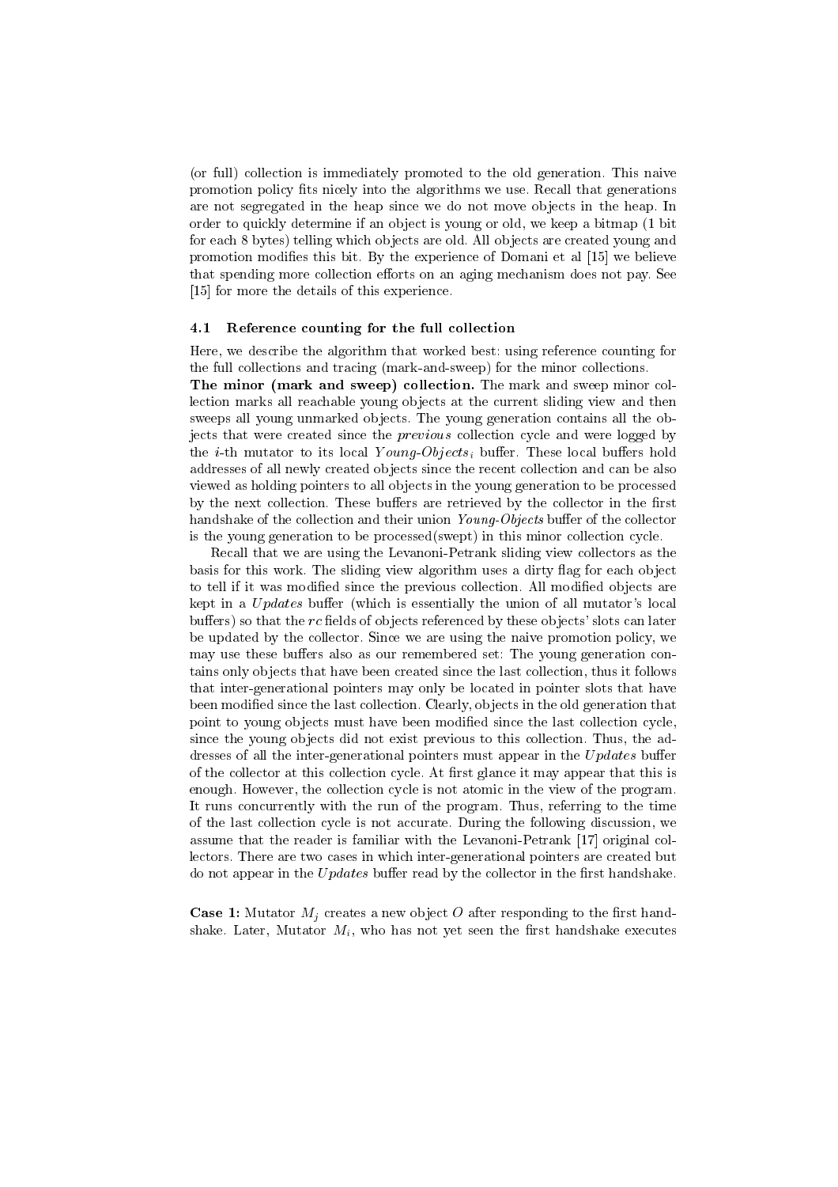(or full) collection is immediately promoted to the old generation. This naive promotion policy fits nicely into the algorithms we use. Recall that generations are not segregated in the heap since we do not move objects in the heap. In order to quickly determine if an object is young or old, we keep a bitmap (1 bit for each 8 bytes) telling which objects are old. All objects are created young and promotion modifies this bit. By the experience of Domani et al [15] we believe that spending more collection efforts on an aging mechanism does not pay. See [15] for more the details of this experience.

### 4.1 Reference counting for the full collection

Here, we describe the algorithm that worked best: using reference counting for the full collections and tracing (mark-and-sweep) for the minor collections.

**The minor (mark and sweep) collection.** The mark and sweep minor collection marks all reachable young objects at the current sliding view and then sweeps all young unmarked objects. The young generation contains all the objects that were created since the *previous* collection cycle and were logged by the $i$-th mutator to its local $Young\text{-}Objects_i$ buffer. These local buffers hold addresses of all newly created objects since the recent collection and can be also viewed as holding pointers to all objects in the young generation to be processed by the next collection. These buffers are retrieved by the collector in the first handshake of the collection and their union *Young-Objects* buffer of the collector is the young generation to be processed(swept) in this minor collection cycle.

Recall that we are using the Levanoni-Petrank sliding view collectors as the basis for this work. The sliding view algorithm uses a dirty flag for each object to tell if it was modified since the previous collection. All modified objects are kept in a *Updates* buffer (which is essentially the union of all mutator's local buffers) so that the *rc* fields of objects referenced by these objects' slots can later be updated by the collector. Since we are using the naive promotion policy, we may use these buffers also as our remembered set: The young generation contains only objects that have been created since the last collection, thus it follows that inter-generational pointers may only be located in pointer slots that have been modified since the last collection. Clearly, objects in the old generation that point to young objects must have been modified since the last collection cycle, since the young objects did not exist previous to this collection. Thus, the addresses of all the inter-generational pointers must appear in the *Updates* buffer of the collector at this collection cycle. At first glance it may appear that this is enough. However, the collection cycle is not atomic in the view of the program. It runs concurrently with the run of the program. Thus, referring to the time of the last collection cycle is not accurate. During the following discussion, we assume that the reader is familiar with the Levanoni-Petrank [17] original collectors. There are two cases in which inter-generational pointers are created but do not appear in the *Updates* buffer read by the collector in the first handshake.

**Case 1:** Mutator $M_j$ creates a new object $O$ after responding to the first handshake. Later, Mutator $M_i$, who has not yet seen the first handshake executes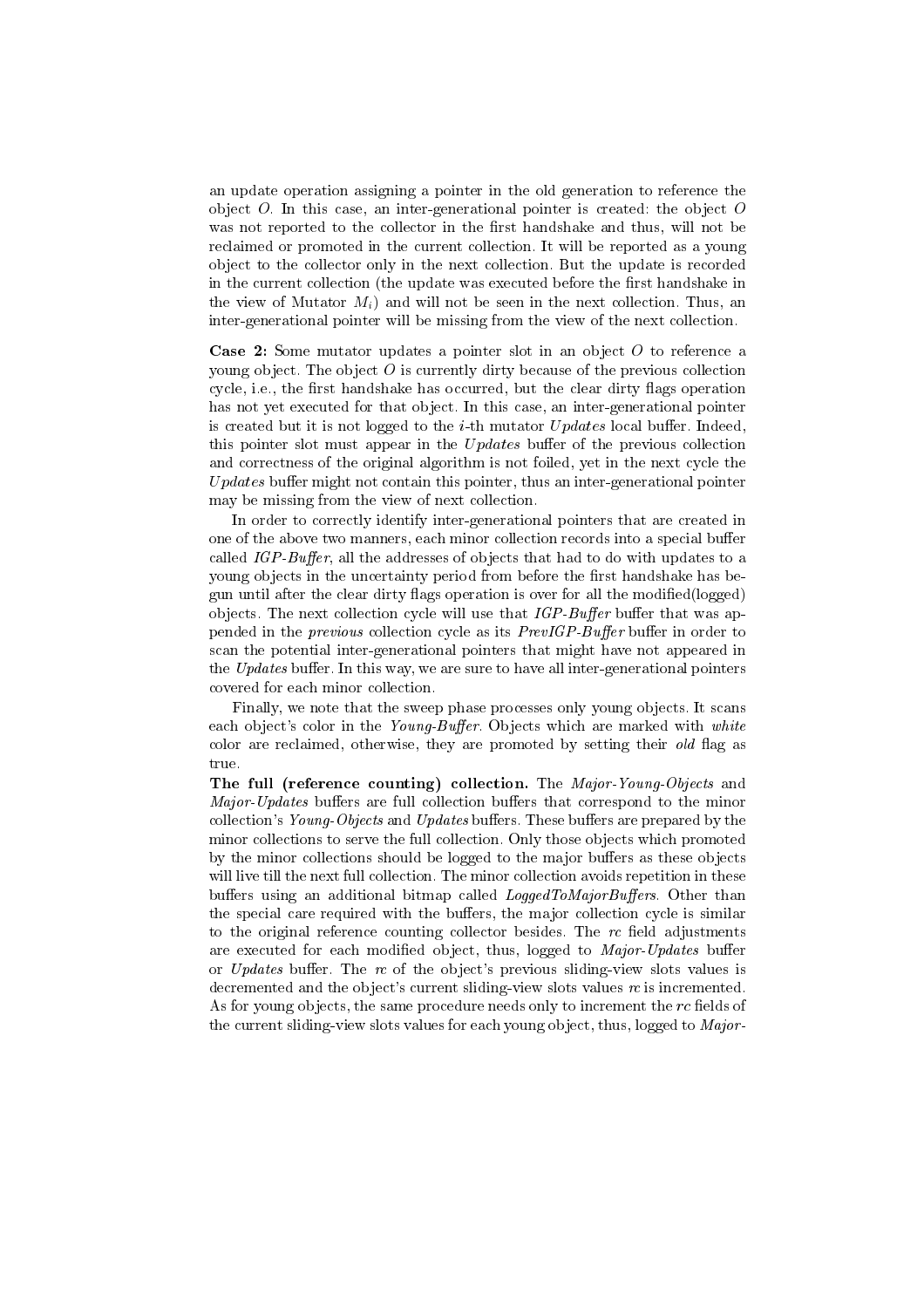an update operation assigning a pointer in the old generation to reference the object $O$. In this case, an inter-generational pointer is created: the object $O$ was not reported to the collector in the first handshake and thus, will not be reclaimed or promoted in the current collection. It will be reported as a young object to the collector only in the next collection. But the update is recorded in the current collection (the update was executed before the first handshake in the view of Mutator $M_i$) and will not be seen in the next collection. Thus, an inter-generational pointer will be missing from the view of the next collection.

**Case 2:** Some mutator updates a pointer slot in an object $O$ to reference a young object. The object $O$ is currently dirty because of the previous collection cycle, i.e., the first handshake has occurred, but the clear dirty flags operation has not yet executed for that object. In this case, an inter-generational pointer is created but it is not logged to the $i$-th mutator *Updates* local buffer. Indeed, this pointer slot must appear in the *Updates* buffer of the previous collection and correctness of the original algorithm is not foiled, yet in the next cycle the *Updates* buffer might not contain this pointer, thus an inter-generational pointer may be missing from the view of next collection.

In order to correctly identify inter-generational pointers that are created in one of the above two manners, each minor collection records into a special buffer called *IGP-Buffer*, all the addresses of objects that had to do with updates to a young objects in the uncertainty period from before the first handshake has begun until after the clear dirty flags operation is over for all the modified(logged) objects. The next collection cycle will use that *IGP-Buffer* buffer that was appended in the *previous* collection cycle as its *PrevIGP-Buffer* buffer in order to scan the potential inter-generational pointers that might have not appeared in the *Updates* buffer. In this way, we are sure to have all inter-generational pointers covered for each minor collection.

Finally, we note that the sweep phase processes only young objects. It scans each object's color in the *Young-Buffer*. Objects which are marked with *white* color are reclaimed, otherwise, they are promoted by setting their *old* flag as true.

**The full (reference counting) collection.** The *Major-Young-Objects* and *Major-Updates* buffers are full collection buffers that correspond to the minor collection's *Young-Objects* and *Updates* buffers. These buffers are prepared by the minor collections to serve the full collection. Only those objects which promoted by the minor collections should be logged to the major buffers as these objects will live till the next full collection. The minor collection avoids repetition in these buffers using an additional bitmap called *LoggedToMajorBuffers*. Other than the special care required with the buffers, the major collection cycle is similar to the original reference counting collector besides. The *rc* field adjustments are executed for each modified object, thus, logged to *Major-Updates* buffer or *Updates* buffer. The *rc* of the object's previous sliding-view slots values is decremented and the object's current sliding-view slots values *rc* is incremented. As for young objects, the same procedure needs only to increment the *rc* fields of the current sliding-view slots values for each young object, thus, logged to *Major-*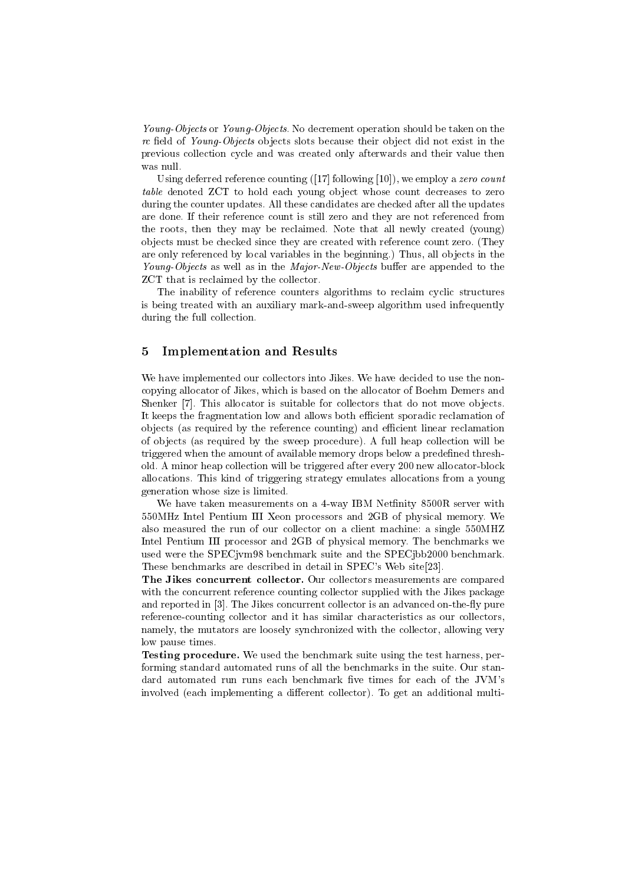*Young-Objects* or *Young-Objects*. No decrement operation should be taken on the *rc* field of *Young-Objects* objects slots because their object did not exist in the previous collection cycle and was created only afterwards and their value then was null.

Using deferred reference counting ([17] following [10]), we employ a *zero count table* denoted ZCT to hold each young object whose count decreases to zero during the counter updates. All these candidates are checked after all the updates are done. If their reference count is still zero and they are not referenced from the roots, then they may be reclaimed. Note that all newly created (young) objects must be checked since they are created with reference count zero. (They are only referenced by local variables in the beginning.) Thus, all objects in the *Young-Objects* as well as in the *Major-New-Objects* buffer are appended to the ZCT that is reclaimed by the collector.

The inability of reference counters algorithms to reclaim cyclic structures is being treated with an auxiliary mark-and-sweep algorithm used infrequently during the full collection.

## 5 Implementation and Results

We have implemented our collectors into Jikes. We have decided to use the non-copying allocator of Jikes, which is based on the allocator of Boehm Demers and Shenker [7]. This allocator is suitable for collectors that do not move objects. It keeps the fragmentation low and allows both efficient sporadic reclamation of objects (as required by the reference counting) and efficient linear reclamation of objects (as required by the sweep procedure). A full heap collection will be triggered when the amount of available memory drops below a predefined threshold. A minor heap collection will be triggered after every 200 new allocator-block allocations. This kind of triggering strategy emulates allocations from a young generation whose size is limited.

We have taken measurements on a 4-way IBM Netfinity 8500R server with 550MHz Intel Pentium III Xeon processors and 2GB of physical memory. We also measured the run of our collector on a client machine: a single 550MHZ Intel Pentium III processor and 2GB of physical memory. The benchmarks we used were the SPECjvm98 benchmark suite and the SPECjbb2000 benchmark. These benchmarks are described in detail in SPEC's Web site[23].

**The Jikes concurrent collector.** Our collectors measurements are compared with the concurrent reference counting collector supplied with the Jikes package and reported in [3]. The Jikes concurrent collector is an advanced on-the-fly pure reference-counting collector and it has similar characteristics as our collectors, namely, the mutators are loosely synchronized with the collector, allowing very low pause times.

**Testing procedure.** We used the benchmark suite using the test harness, performing standard automated runs of all the benchmarks in the suite. Our standard automated run runs each benchmark five times for each of the JVM's involved (each implementing a different collector). To get an additional multi-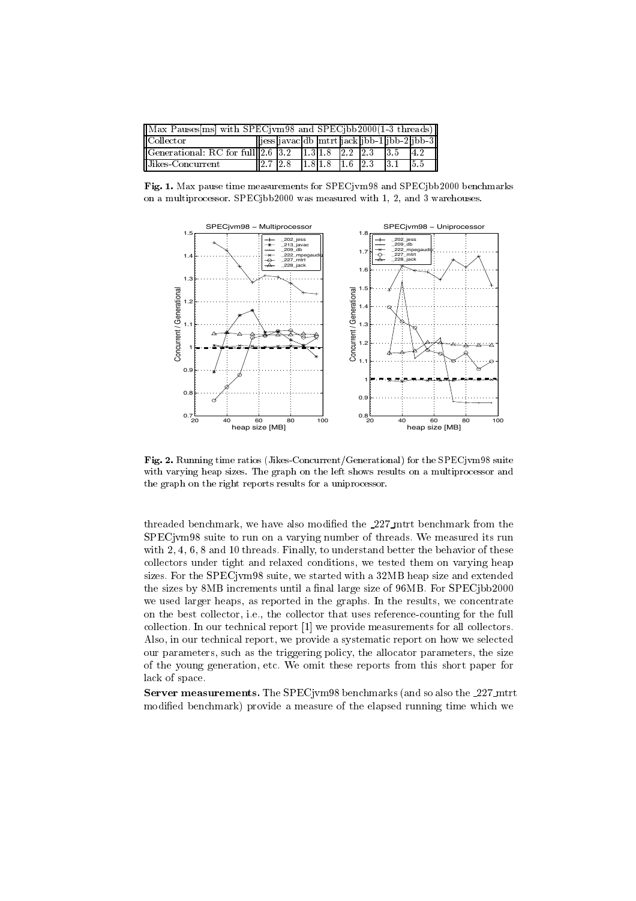| Max Pauses[ms] with SPECjvm98 and SPECjbb2000(1-3 threads) | | | | | | | | |
|---|---|---|---|---|---|---|---|---|
| Collector | jess | javac | db | mtrt | jack | jbb-1 | jbb-2 | jbb-3 |
| Generational: RC for full | 2.6 | 3.2 | 1.3 | 1.8 | 2.2 | 2.3 | 3.5 | 4.2 |
| Jikes-Concurrent | 2.7 | 2.8 | 1.8 | 1.8 | 1.6 | 2.3 | 3.1 | 5.5 |

**Fig. 1.** Max pause time measurements for SPECjvm98 and SPECjbb2000 benchmarks on a multiprocessor. SPECjbb2000 was measured with 1, 2, and 3 warehouses.

SPECjvm98 – Multiprocessor

Concurrent / Generational

heap size [MB]

_202_jess
_213_javac
_209_db
_222_mpegaudio
_227_mtrt
_228_jack

SPECjvm98 – Uniprocessor

Concurrent / Generational

heap size [MB]

_202_jess
_209_db
_222_mpegaudio
_227_mtrt
_228_jack

**Fig. 2.** Running time ratios (Jikes-Concurrent/Generational) for the SPECjvm98 suite with varying heap sizes. The graph on the left shows results on a multiprocessor and the graph on the right reports results for a uniprocessor.

threaded benchmark, we have also modified the _227_mtrt benchmark from the SPECjvm98 suite to run on a varying number of threads. We measured its run with 2, 4, 6, 8 and 10 threads. Finally, to understand better the behavior of these collectors under tight and relaxed conditions, we tested them on varying heap sizes. For the SPECjvm98 suite, we started with a 32MB heap size and extended the sizes by 8MB increments until a final large size of 96MB. For SPECjbb2000 we used larger heaps, as reported in the graphs. In the results, we concentrate on the best collector, i.e., the collector that uses reference-counting for the full collection. In our technical report [1] we provide measurements for all collectors. Also, in our technical report, we provide a systematic report on how we selected our parameters, such as the triggering policy, the allocator parameters, the size of the young generation, etc. We omit these reports from this short paper for lack of space.

**Server measurements.** The SPECjvm98 benchmarks (and so also the _227_mtrt modified benchmark) provide a measure of the elapsed running time which we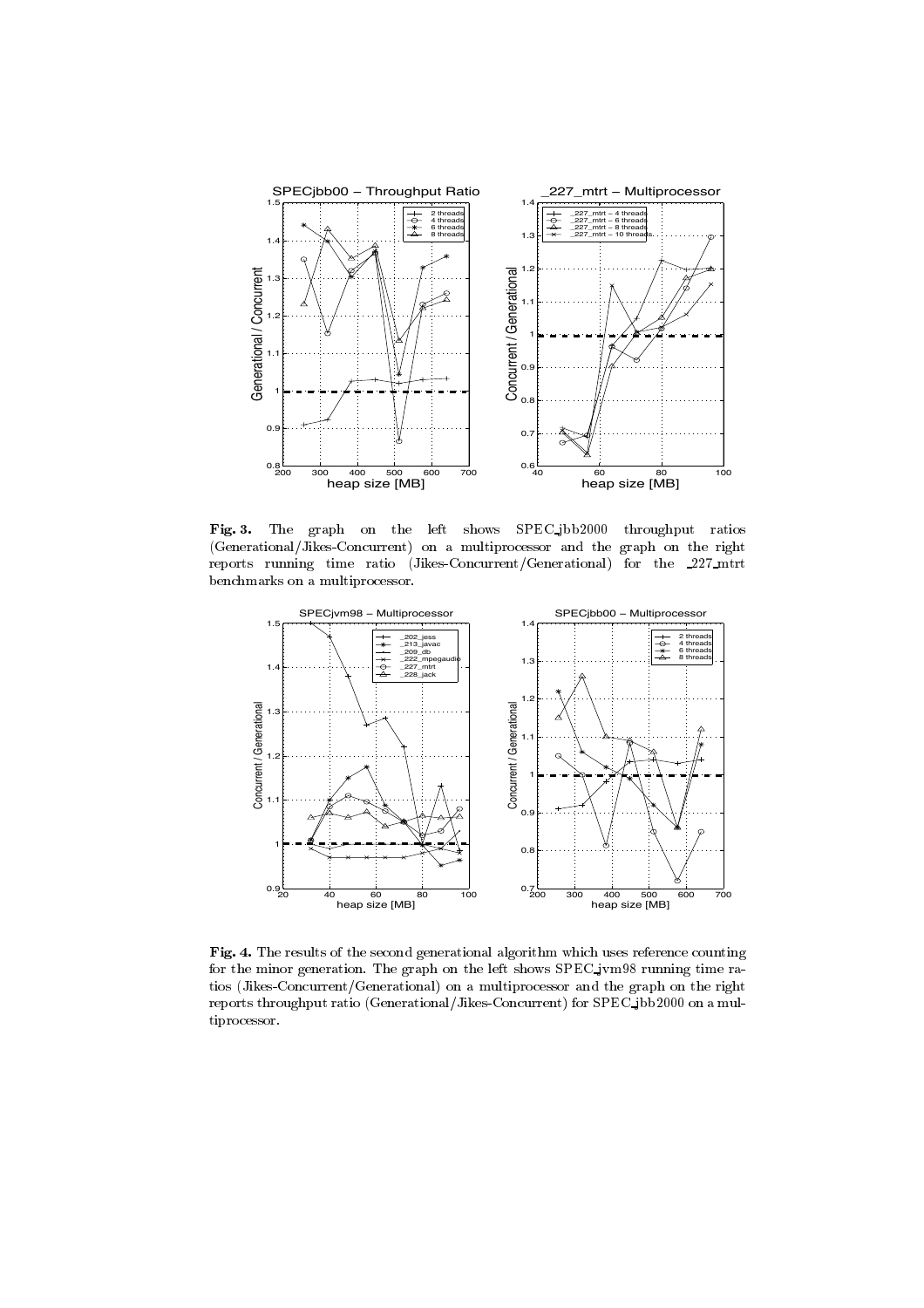SPECjbb00 – Throughput Ratio

Generational / Concurrent

heap size [MB]

2 threads
4 threads
6 threads
8 threads

_227_mtrt – Multiprocessor

Concurrent / Generational

heap size [MB]

_227_mtrt – 4 threads
_227_mtrt – 6 threads
_227_mtrt – 8 threads
_227_mtrt – 10 threads

**Fig. 3.** The graph on the left shows SPEC_jbb2000 throughput ratios (Generational/Jikes-Concurrent) on a multiprocessor and the graph on the right reports running time ratio (Jikes-Concurrent/Generational) for the _227_mtrt benchmarks on a multiprocessor.

SPECjvm98 – Multiprocessor

Concurrent / Generational

heap size [MB]

_202_jess
_213_javac
_209_db
_222_mpegaudio
_227_mtrt
_228_jack

SPECjbb00 – Multiprocessor

Concurrent / Generational

heap size [MB]

2 threads
4 threads
6 threads
8 threads

**Fig. 4.** The results of the second generational algorithm which uses reference counting for the minor generation. The graph on the left shows SPEC_jvm98 running time ratios (Jikes-Concurrent/Generational) on a multiprocessor and the graph on the right reports throughput ratio (Generational/Jikes-Concurrent) for SPEC_jbb2000 on a multiprocessor.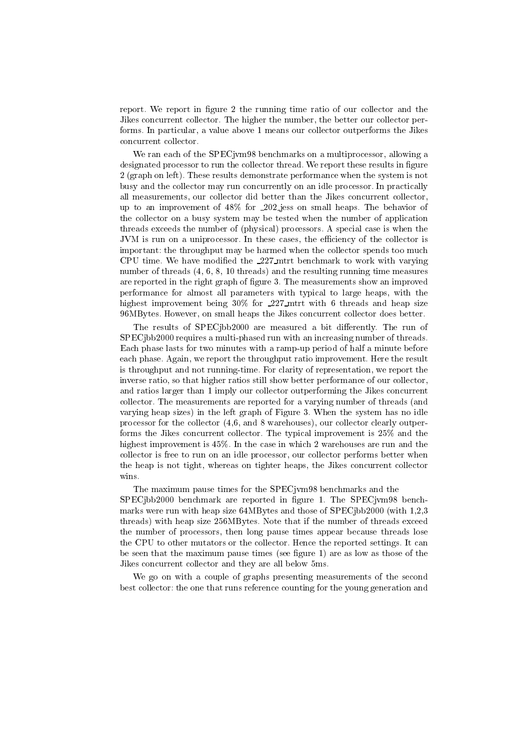report. We report in figure 2 the running time ratio of our collector and the Jikes concurrent collector. The higher the number, the better our collector performs. In particular, a value above 1 means our collector outperforms the Jikes concurrent collector.

We ran each of the SPECjvm98 benchmarks on a multiprocessor, allowing a designated processor to run the collector thread. We report these results in figure 2 (graph on left). These results demonstrate performance when the system is not busy and the collector may run concurrently on an idle processor. In practically all measurements, our collector did better than the Jikes concurrent collector, up to an improvement of 48% for _202_jess on small heaps. The behavior of the collector on a busy system may be tested when the number of application threads exceeds the number of (physical) processors. A special case is when the JVM is run on a uniprocessor. In these cases, the efficiency of the collector is important: the throughput may be harmed when the collector spends too much CPU time. We have modified the _227_mtrt benchmark to work with varying number of threads (4, 6, 8, 10 threads) and the resulting running time measures are reported in the right graph of figure 3. The measurements show an improved performance for almost all parameters with typical to large heaps, with the highest improvement being 30% for _227_mtrt with 6 threads and heap size 96MBytes. However, on small heaps the Jikes concurrent collector does better.

The results of SPECjbb2000 are measured a bit differently. The run of SPECjbb2000 requires a multi-phased run with an increasing number of threads. Each phase lasts for two minutes with a ramp-up period of half a minute before each phase. Again, we report the throughput ratio improvement. Here the result is throughput and not running-time. For clarity of representation, we report the inverse ratio, so that higher ratios still show better performance of our collector, and ratios larger than 1 imply our collector outperforming the Jikes concurrent collector. The measurements are reported for a varying number of threads (and varying heap sizes) in the left graph of Figure 3. When the system has no idle processor for the collector (4,6, and 8 warehouses), our collector clearly outperforms the Jikes concurrent collector. The typical improvement is 25% and the highest improvement is 45%. In the case in which 2 warehouses are run and the collector is free to run on an idle processor, our collector performs better when the heap is not tight, whereas on tighter heaps, the Jikes concurrent collector wins.

The maximum pause times for the SPECjvm98 benchmarks and the SPECjbb2000 benchmark are reported in figure 1. The SPECjvm98 benchmarks were run with heap size 64MBytes and those of SPECjbb2000 (with 1,2,3 threads) with heap size 256MBytes. Note that if the number of threads exceed the number of processors, then long pause times appear because threads lose the CPU to other mutators or the collector. Hence the reported settings. It can be seen that the maximum pause times (see figure 1) are as low as those of the Jikes concurrent collector and they are all below 5ms.

We go on with a couple of graphs presenting measurements of the second best collector: the one that runs reference counting for the young generation and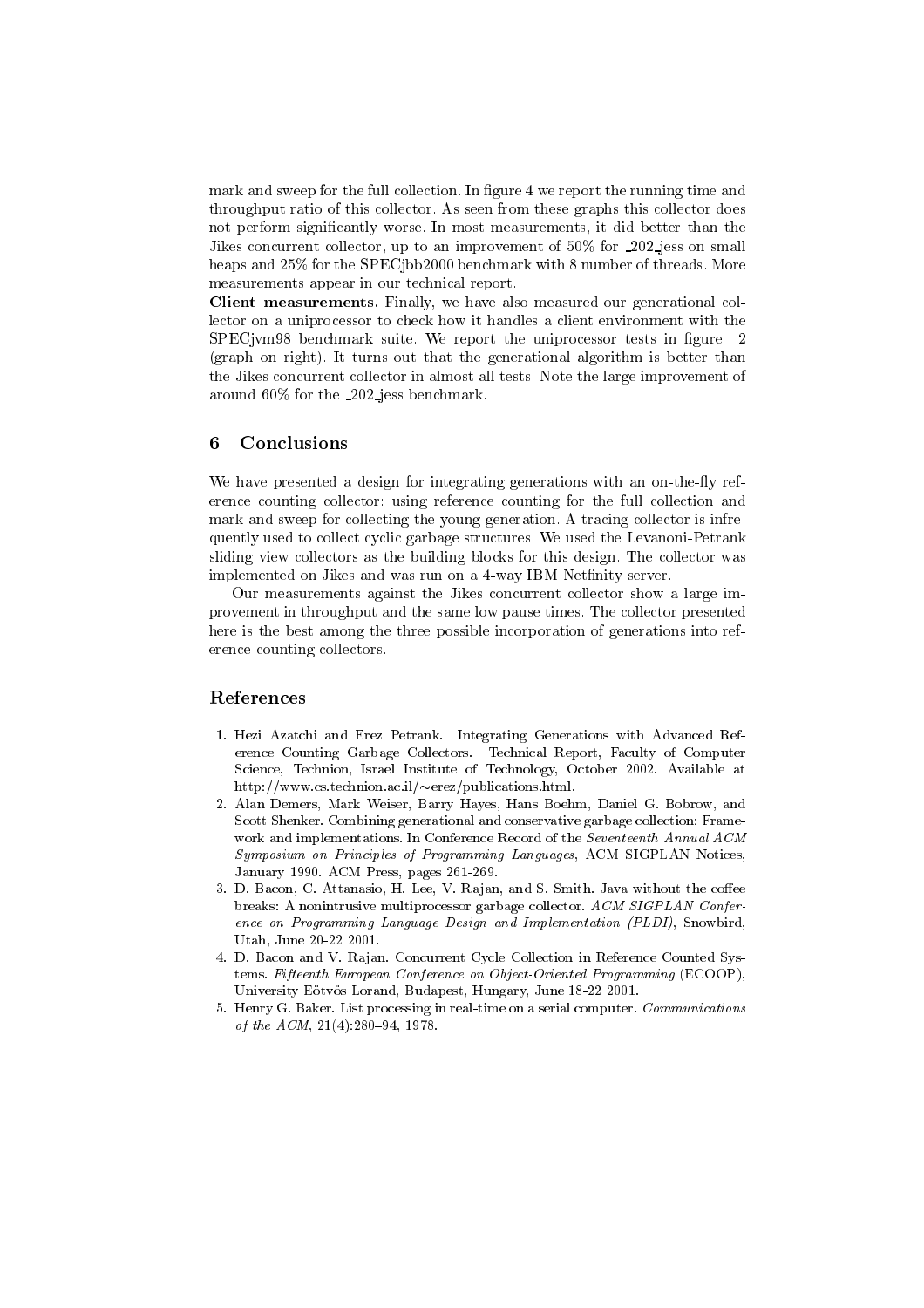mark and sweep for the full collection. In figure 4 we report the running time and throughput ratio of this collector. As seen from these graphs this collector does not perform significantly worse. In most measurements, it did better than the Jikes concurrent collector, up to an improvement of 50% for _202_jess on small heaps and 25% for the SPECjbb2000 benchmark with 8 number of threads. More measurements appear in our technical report.

**Client measurements.** Finally, we have also measured our generational collector on a uniprocessor to check how it handles a client environment with the SPECjvm98 benchmark suite. We report the uniprocessor tests in figure 2 (graph on right). It turns out that the generational algorithm is better than the Jikes concurrent collector in almost all tests. Note the large improvement of around 60% for the _202_jess benchmark.

## 6 Conclusions

We have presented a design for integrating generations with an on-the-fly reference counting collector: using reference counting for the full collection and mark and sweep for collecting the young generation. A tracing collector is infrequently used to collect cyclic garbage structures. We used the Levanoni-Petrank sliding view collectors as the building blocks for this design. The collector was implemented on Jikes and was run on a 4-way IBM Netfinity server.

Our measurements against the Jikes concurrent collector show a large improvement in throughput and the same low pause times. The collector presented here is the best among the three possible incorporation of generations into reference counting collectors.

## References

1. Hezi Azatchi and Erez Petrank. Integrating Generations with Advanced Reference Counting Garbage Collectors. Technical Report, Faculty of Computer Science, Technion, Israel Institute of Technology, October 2002. Available at http://www.cs.technion.ac.il/~erez/publications.html.
2. Alan Demers, Mark Weiser, Barry Hayes, Hans Boehm, Daniel G. Bobrow, and Scott Shenker. Combining generational and conservative garbage collection: Framework and implementations. In Conference Record of the *Seventeenth Annual ACM Symposium on Principles of Programming Languages*, ACM SIGPLAN Notices, January 1990. ACM Press, pages 261-269.
3. D. Bacon, C. Attanasio, H. Lee, V. Rajan, and S. Smith. Java without the coffee breaks: A nonintrusive multiprocessor garbage collector. *ACM SIGPLAN Conference on Programming Language Design and Implementation (PLDI)*, Snowbird, Utah, June 20-22 2001.
4. D. Bacon and V. Rajan. Concurrent Cycle Collection in Reference Counted Systems. *Fifteenth European Conference on Object-Oriented Programming* (ECOOP), University Eötvös Lorand, Budapest, Hungary, June 18-22 2001.
5. Henry G. Baker. List processing in real-time on a serial computer. *Communications of the ACM*, 21(4):280–94, 1978.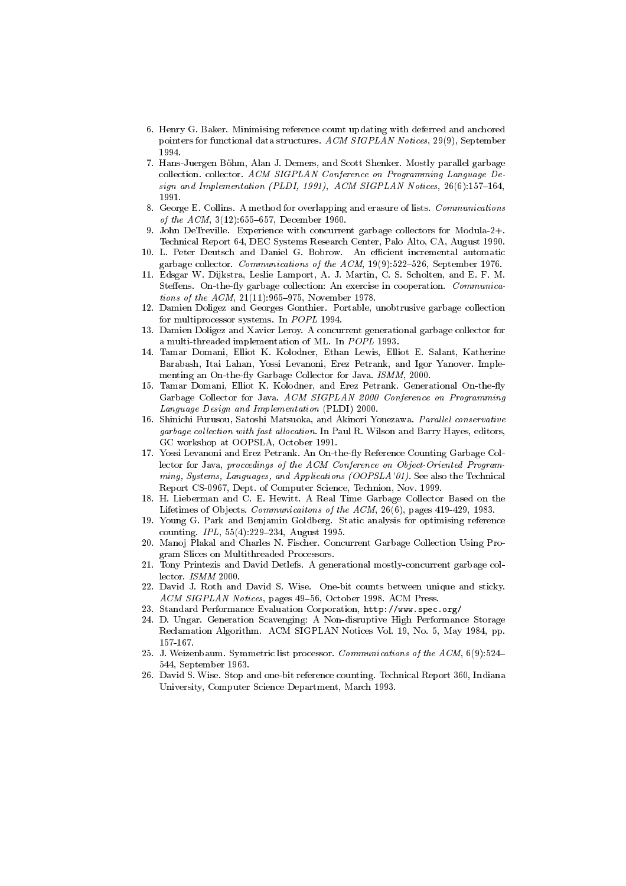6. Henry G. Baker. Minimising reference count updating with deferred and anchored pointers for functional data structures. *ACM SIGPLAN Notices*, 29(9), September 1994.
7. Hans-Juergen Böhm, Alan J. Demers, and Scott Shenker. Mostly parallel garbage collection. collector. *ACM SIGPLAN Conference on Programming Language Design and Implementation (PLDI, 1991), ACM SIGPLAN Notices*, 26(6):157–164, 1991.
8. George E. Collins. A method for overlapping and erasure of lists. *Communications of the ACM*, 3(12):655–657, December 1960.
9. John DeTreville. Experience with concurrent garbage collectors for Modula-2+. Technical Report 64, DEC Systems Research Center, Palo Alto, CA, August 1990.
10. L. Peter Deutsch and Daniel G. Bobrow. An efficient incremental automatic garbage collector. *Communications of the ACM*, 19(9):522–526, September 1976.
11. Edsgar W. Dijkstra, Leslie Lamport, A. J. Martin, C. S. Scholten, and E. F. M. Steffens. On-the-fly garbage collection: An exercise in cooperation. *Communications of the ACM*, 21(11):965–975, November 1978.
12. Damien Doligez and Georges Gonthier. Portable, unobtrusive garbage collection for multiprocessor systems. In *POPL* 1994.
13. Damien Doligez and Xavier Leroy. A concurrent generational garbage collector for a multi-threaded implementation of ML. In *POPL* 1993.
14. Tamar Domani, Elliot K. Kolodner, Ethan Lewis, Elliot E. Salant, Katherine Barabash, Itai Lahan, Yossi Levanoni, Erez Petrank, and Igor Yanover. Implementing an On-the-fly Garbage Collector for Java. *ISMM*, 2000.
15. Tamar Domani, Elliot K. Kolodner, and Erez Petrank. Generational On-the-fly Garbage Collector for Java. *ACM SIGPLAN 2000 Conference on Programming Language Design and Implementation* (PLDI) 2000.
16. Shinichi Furusou, Satoshi Matsuoka, and Akinori Yonezawa. *Parallel conservative garbage collection with fast allocation*. In Paul R. Wilson and Barry Hayes, editors, GC workshop at OOPSLA, October 1991.
17. Yossi Levanoni and Erez Petrank. An On-the-fly Reference Counting Garbage Collector for Java, *proccedings of the ACM Conference on Object-Oriented Programming, Systems, Languages, and Applications (OOPSLA'01)*. See also the Technical Report CS-0967, Dept. of Computer Science, Technion, Nov. 1999.
18. H. Lieberman and C. E. Hewitt. A Real Time Garbage Collector Based on the Lifetimes of Objects. *Communicaitons of the ACM*, 26(6), pages 419-429, 1983.
19. Young G. Park and Benjamin Goldberg. Static analysis for optimising reference counting. *IPL*, 55(4):229–234, August 1995.
20. Manoj Plakal and Charles N. Fischer. Concurrent Garbage Collection Using Program Slices on Multithreaded Processors.
21. Tony Printezis and David Detlefs. A generational mostly-concurrent garbage collector. *ISMM* 2000.
22. David J. Roth and David S. Wise. One-bit counts between unique and sticky. *ACM SIGPLAN Notices*, pages 49–56, October 1998. ACM Press.
23. Standard Performance Evaluation Corporation, `http://www.spec.org/`
24. D. Ungar. Generation Scavenging: A Non-disruptive High Performance Storage Reclamation Algorithm. ACM SIGPLAN Notices Vol. 19, No. 5, May 1984, pp. 157-167.
25. J. Weizenbaum. Symmetric list processor. *Communications of the ACM*, 6(9):524–544, September 1963.
26. David S. Wise. Stop and one-bit reference counting. Technical Report 360, Indiana University, Computer Science Department, March 1993.